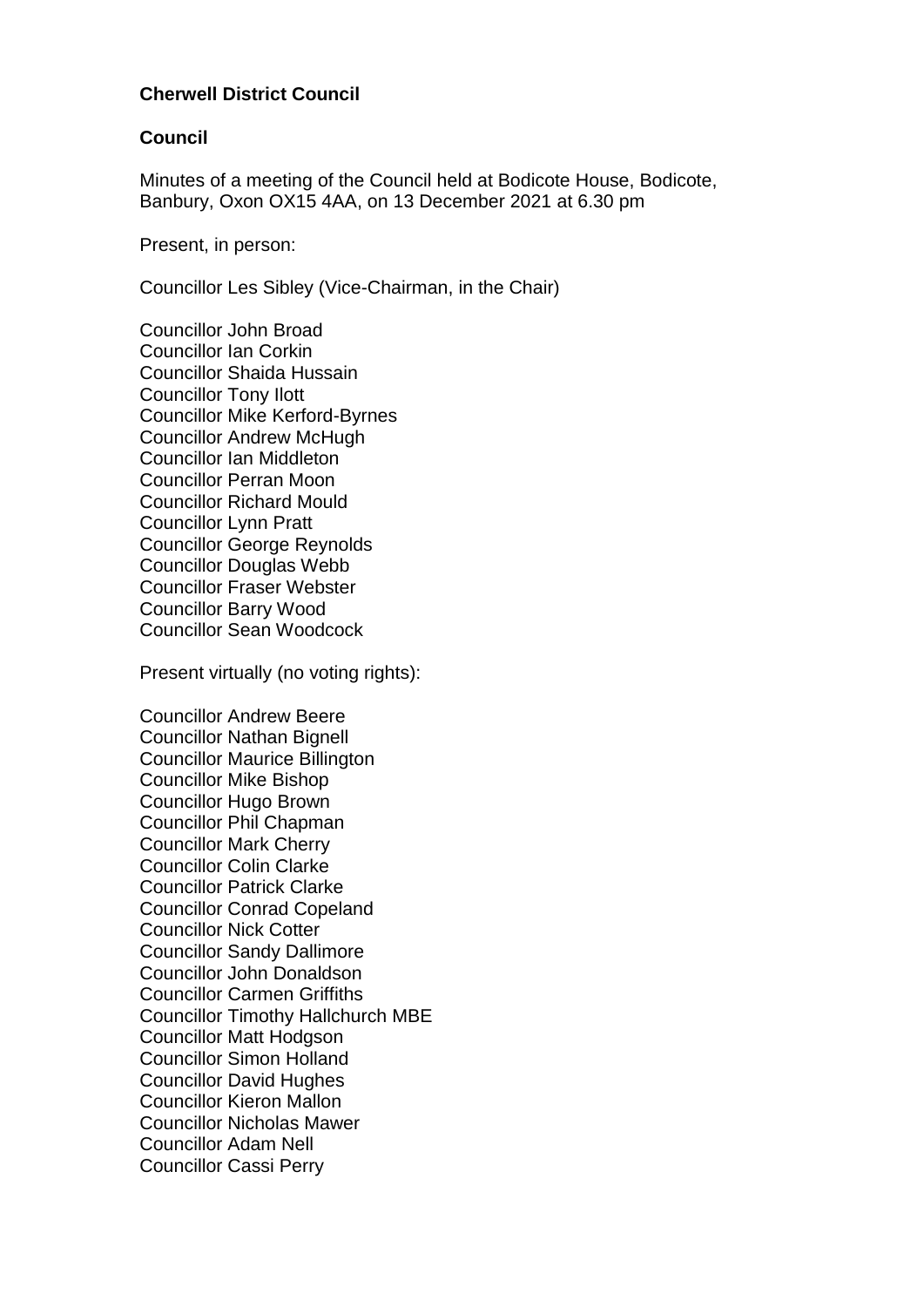**Cherwell District Council**

**Council**

Minutes of a meeting of the Council held at Bodicote House, Bodicote, Banbury, Oxon OX15 4AA, on 13 December 2021 at 6.30 pm

Present, in person:

Councillor Les Sibley (Vice-Chairman, in the Chair)

Councillor John Broad
Councillor Ian Corkin
Councillor Shaida Hussain
Councillor Tony Ilott
Councillor Mike Kerford-Byrnes
Councillor Andrew McHugh
Councillor Ian Middleton
Councillor Perran Moon
Councillor Richard Mould
Councillor Lynn Pratt
Councillor George Reynolds
Councillor Douglas Webb
Councillor Fraser Webster
Councillor Barry Wood
Councillor Sean Woodcock

Present virtually (no voting rights):

Councillor Andrew Beere
Councillor Nathan Bignell
Councillor Maurice Billington
Councillor Mike Bishop
Councillor Hugo Brown
Councillor Phil Chapman
Councillor Mark Cherry
Councillor Colin Clarke
Councillor Patrick Clarke
Councillor Conrad Copeland
Councillor Nick Cotter
Councillor Sandy Dallimore
Councillor John Donaldson
Councillor Carmen Griffiths
Councillor Timothy Hallchurch MBE
Councillor Matt Hodgson
Councillor Simon Holland
Councillor David Hughes
Councillor Kieron Mallon
Councillor Nicholas Mawer
Councillor Adam Nell
Councillor Cassi Perry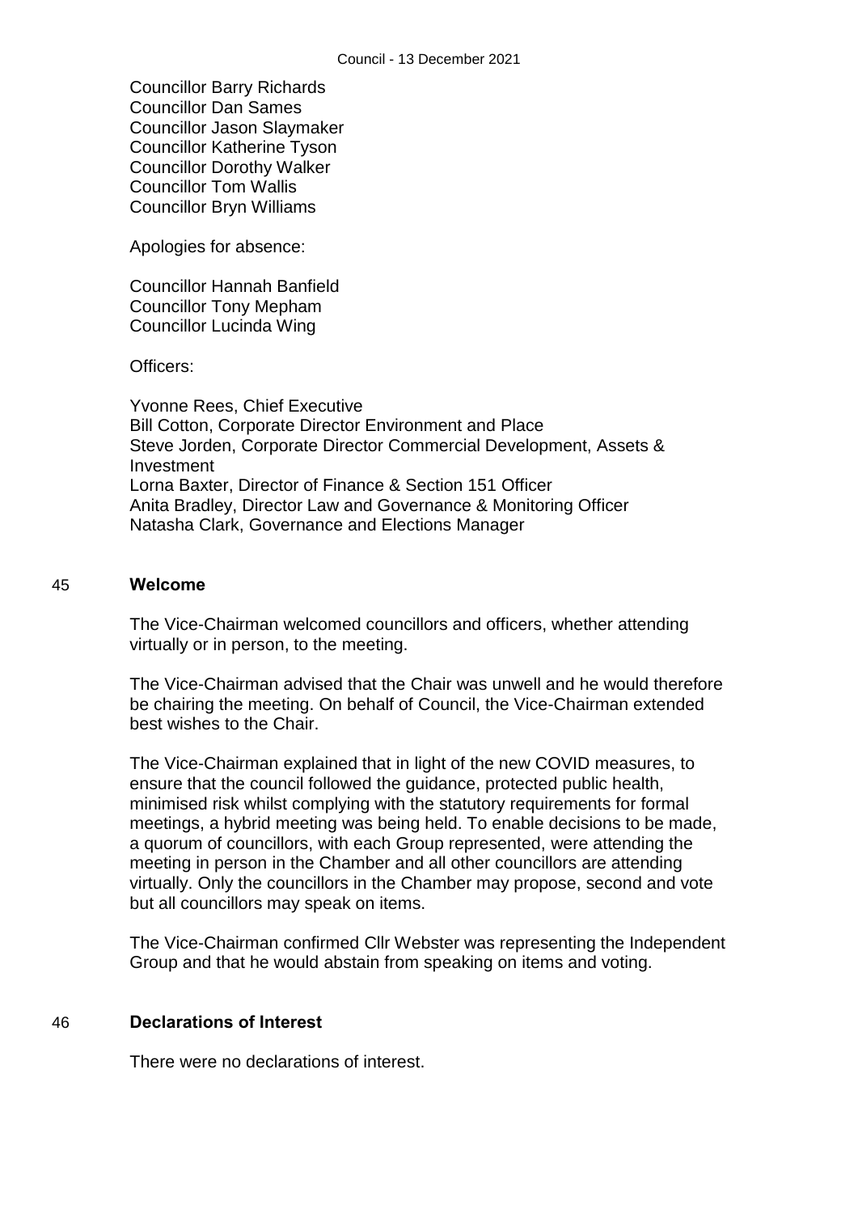Councillor Barry Richards
Councillor Dan Sames
Councillor Jason Slaymaker
Councillor Katherine Tyson
Councillor Dorothy Walker
Councillor Tom Wallis
Councillor Bryn Williams

Apologies for absence:

Councillor Hannah Banfield
Councillor Tony Mepham
Councillor Lucinda Wing

Officers:

Yvonne Rees, Chief Executive
Bill Cotton, Corporate Director Environment and Place
Steve Jorden, Corporate Director Commercial Development, Assets & Investment
Lorna Baxter, Director of Finance & Section 151 Officer
Anita Bradley, Director Law and Governance & Monitoring Officer
Natasha Clark, Governance and Elections Manager

## 45 Welcome

The Vice-Chairman welcomed councillors and officers, whether attending virtually or in person, to the meeting.

The Vice-Chairman advised that the Chair was unwell and he would therefore be chairing the meeting. On behalf of Council, the Vice-Chairman extended best wishes to the Chair.

The Vice-Chairman explained that in light of the new COVID measures, to ensure that the council followed the guidance, protected public health, minimised risk whilst complying with the statutory requirements for formal meetings, a hybrid meeting was being held. To enable decisions to be made, a quorum of councillors, with each Group represented, were attending the meeting in person in the Chamber and all other councillors are attending virtually. Only the councillors in the Chamber may propose, second and vote but all councillors may speak on items.

The Vice-Chairman confirmed Cllr Webster was representing the Independent Group and that he would abstain from speaking on items and voting.

## 46 Declarations of Interest

There were no declarations of interest.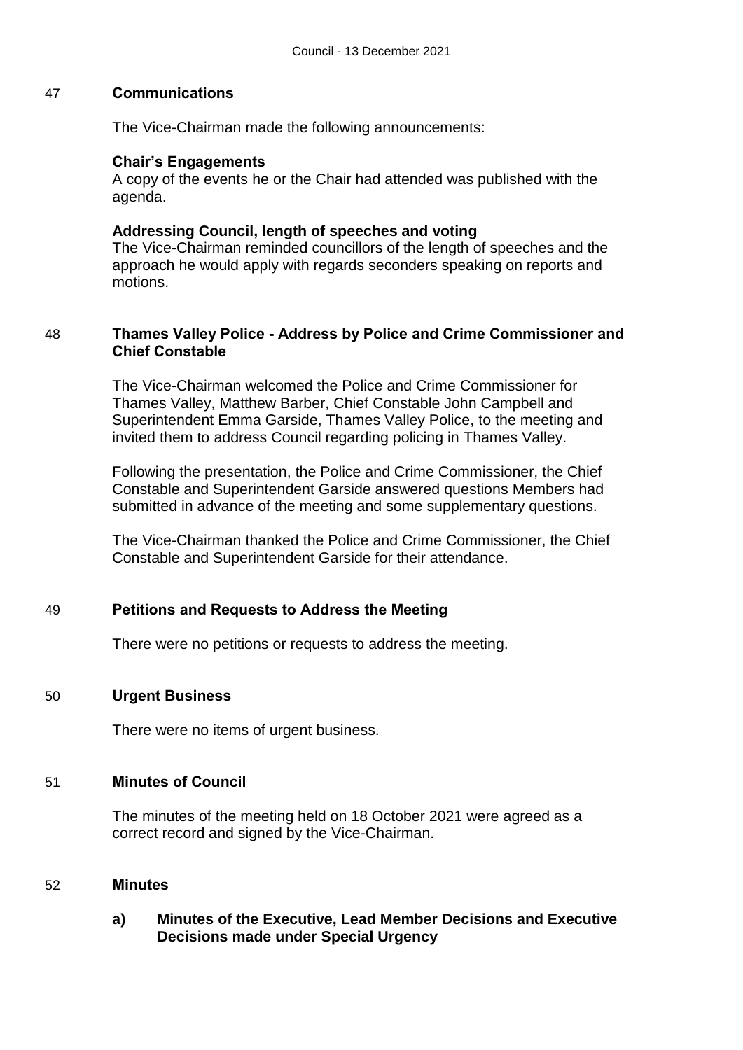## 47 Communications

The Vice-Chairman made the following announcements:

**Chair's Engagements**
A copy of the events he or the Chair had attended was published with the agenda.

**Addressing Council, length of speeches and voting**
The Vice-Chairman reminded councillors of the length of speeches and the approach he would apply with regards seconders speaking on reports and motions.

## 48 Thames Valley Police - Address by Police and Crime Commissioner and Chief Constable

The Vice-Chairman welcomed the Police and Crime Commissioner for Thames Valley, Matthew Barber, Chief Constable John Campbell and Superintendent Emma Garside, Thames Valley Police, to the meeting and invited them to address Council regarding policing in Thames Valley.

Following the presentation, the Police and Crime Commissioner, the Chief Constable and Superintendent Garside answered questions Members had submitted in advance of the meeting and some supplementary questions.

The Vice-Chairman thanked the Police and Crime Commissioner, the Chief Constable and Superintendent Garside for their attendance.

## 49 Petitions and Requests to Address the Meeting

There were no petitions or requests to address the meeting.

## 50 Urgent Business

There were no items of urgent business.

## 51 Minutes of Council

The minutes of the meeting held on 18 October 2021 were agreed as a correct record and signed by the Vice-Chairman.

## 52 Minutes

### a) Minutes of the Executive, Lead Member Decisions and Executive Decisions made under Special Urgency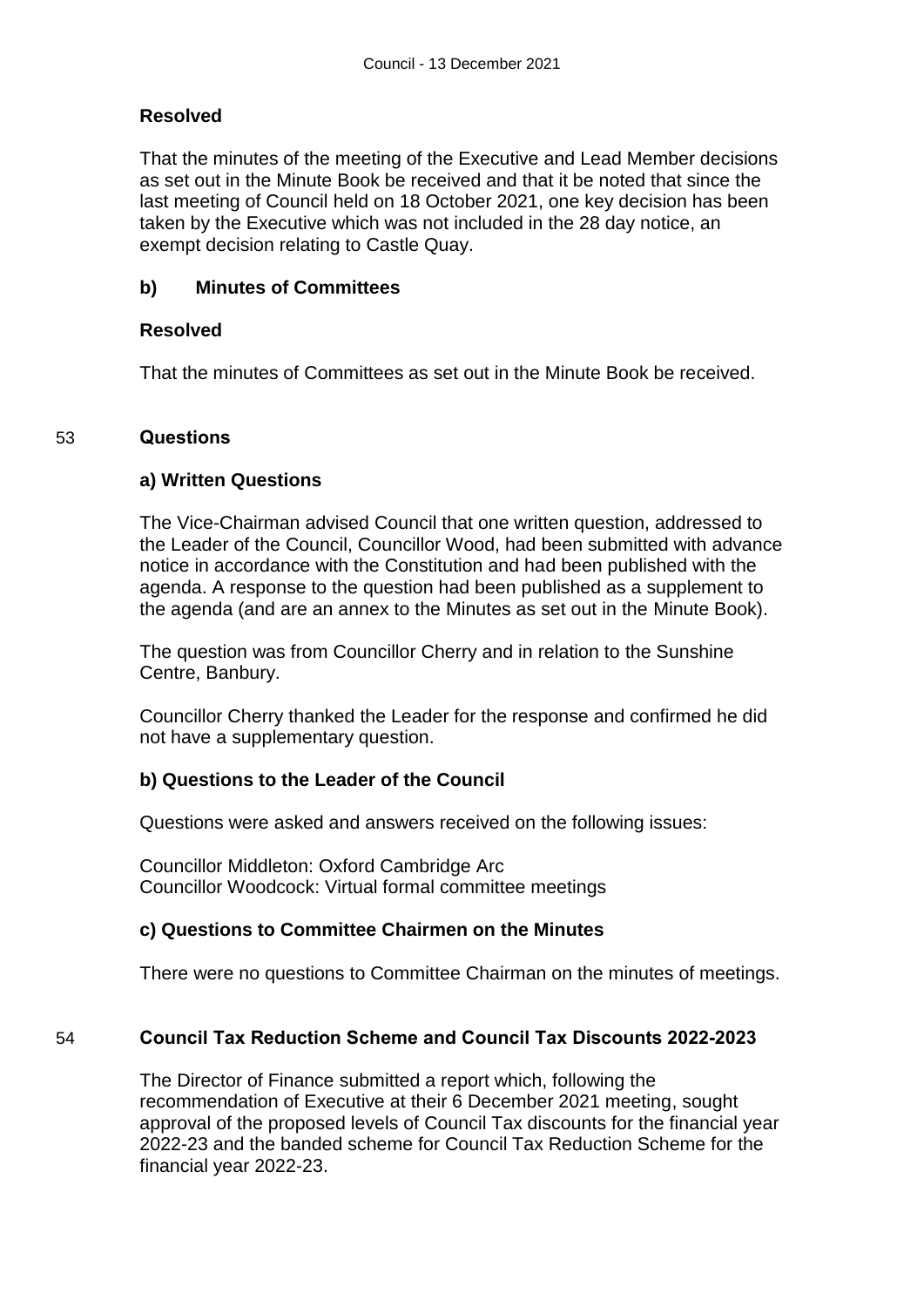**Resolved**

That the minutes of the meeting of the Executive and Lead Member decisions as set out in the Minute Book be received and that it be noted that since the last meeting of Council held on 18 October 2021, one key decision has been taken by the Executive which was not included in the 28 day notice, an exempt decision relating to Castle Quay.

**b) Minutes of Committees**

**Resolved**

That the minutes of Committees as set out in the Minute Book be received.

## 53 Questions

**a) Written Questions**

The Vice-Chairman advised Council that one written question, addressed to the Leader of the Council, Councillor Wood, had been submitted with advance notice in accordance with the Constitution and had been published with the agenda. A response to the question had been published as a supplement to the agenda (and are an annex to the Minutes as set out in the Minute Book).

The question was from Councillor Cherry and in relation to the Sunshine Centre, Banbury.

Councillor Cherry thanked the Leader for the response and confirmed he did not have a supplementary question.

**b) Questions to the Leader of the Council**

Questions were asked and answers received on the following issues:

Councillor Middleton: Oxford Cambridge Arc
Councillor Woodcock: Virtual formal committee meetings

**c) Questions to Committee Chairmen on the Minutes**

There were no questions to Committee Chairman on the minutes of meetings.

## 54 Council Tax Reduction Scheme and Council Tax Discounts 2022-2023

The Director of Finance submitted a report which, following the recommendation of Executive at their 6 December 2021 meeting, sought approval of the proposed levels of Council Tax discounts for the financial year 2022-23 and the banded scheme for Council Tax Reduction Scheme for the financial year 2022-23.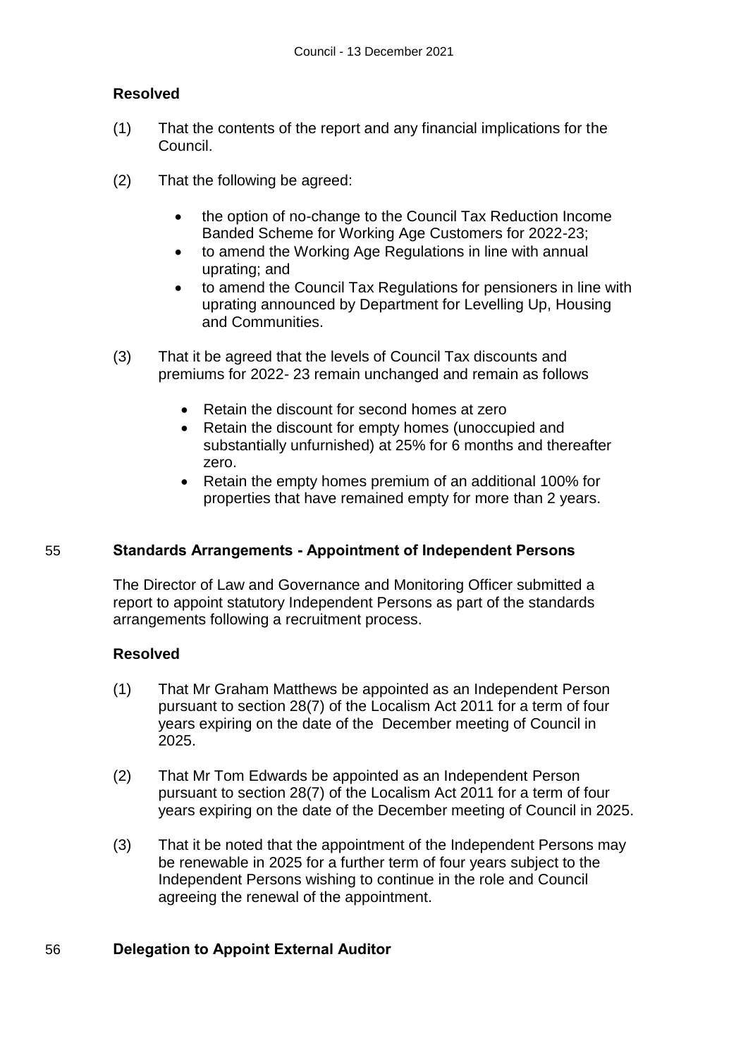**Resolved**

(1) That the contents of the report and any financial implications for the Council.

(2) That the following be agreed:

- the option of no-change to the Council Tax Reduction Income Banded Scheme for Working Age Customers for 2022-23;
- to amend the Working Age Regulations in line with annual uprating; and
- to amend the Council Tax Regulations for pensioners in line with uprating announced by Department for Levelling Up, Housing and Communities.

(3) That it be agreed that the levels of Council Tax discounts and premiums for 2022- 23 remain unchanged and remain as follows

- Retain the discount for second homes at zero
- Retain the discount for empty homes (unoccupied and substantially unfurnished) at 25% for 6 months and thereafter zero.
- Retain the empty homes premium of an additional 100% for properties that have remained empty for more than 2 years.

## 55 Standards Arrangements - Appointment of Independent Persons

The Director of Law and Governance and Monitoring Officer submitted a report to appoint statutory Independent Persons as part of the standards arrangements following a recruitment process.

**Resolved**

(1) That Mr Graham Matthews be appointed as an Independent Person pursuant to section 28(7) of the Localism Act 2011 for a term of four years expiring on the date of the December meeting of Council in 2025.

(2) That Mr Tom Edwards be appointed as an Independent Person pursuant to section 28(7) of the Localism Act 2011 for a term of four years expiring on the date of the December meeting of Council in 2025.

(3) That it be noted that the appointment of the Independent Persons may be renewable in 2025 for a further term of four years subject to the Independent Persons wishing to continue in the role and Council agreeing the renewal of the appointment.

## 56 Delegation to Appoint External Auditor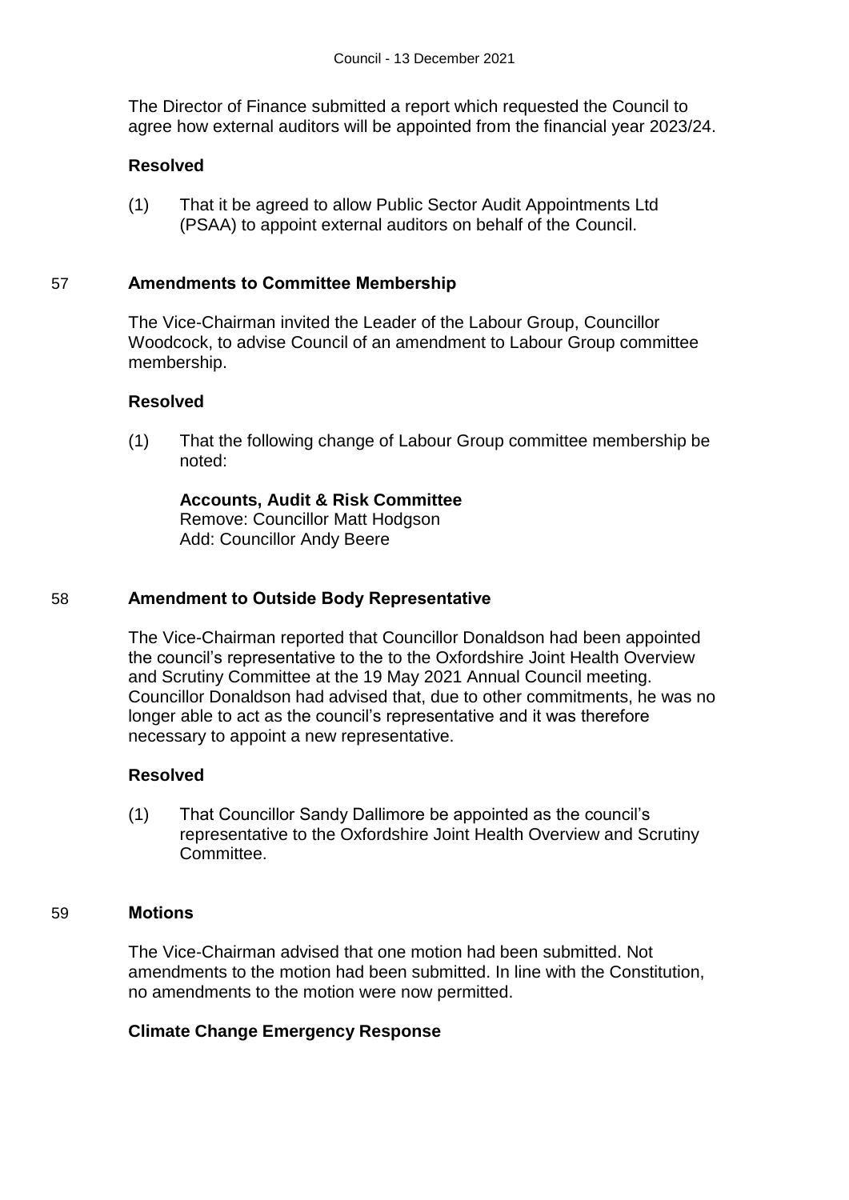The Director of Finance submitted a report which requested the Council to agree how external auditors will be appointed from the financial year 2023/24.

**Resolved**

(1) That it be agreed to allow Public Sector Audit Appointments Ltd (PSAA) to appoint external auditors on behalf of the Council.

## 57 Amendments to Committee Membership

The Vice-Chairman invited the Leader of the Labour Group, Councillor Woodcock, to advise Council of an amendment to Labour Group committee membership.

**Resolved**

(1) That the following change of Labour Group committee membership be noted:

**Accounts, Audit & Risk Committee**
Remove: Councillor Matt Hodgson
Add: Councillor Andy Beere

## 58 Amendment to Outside Body Representative

The Vice-Chairman reported that Councillor Donaldson had been appointed the council's representative to the to the Oxfordshire Joint Health Overview and Scrutiny Committee at the 19 May 2021 Annual Council meeting. Councillor Donaldson had advised that, due to other commitments, he was no longer able to act as the council's representative and it was therefore necessary to appoint a new representative.

**Resolved**

(1) That Councillor Sandy Dallimore be appointed as the council's representative to the Oxfordshire Joint Health Overview and Scrutiny Committee.

## 59 Motions

The Vice-Chairman advised that one motion had been submitted. Not amendments to the motion had been submitted. In line with the Constitution, no amendments to the motion were now permitted.

**Climate Change Emergency Response**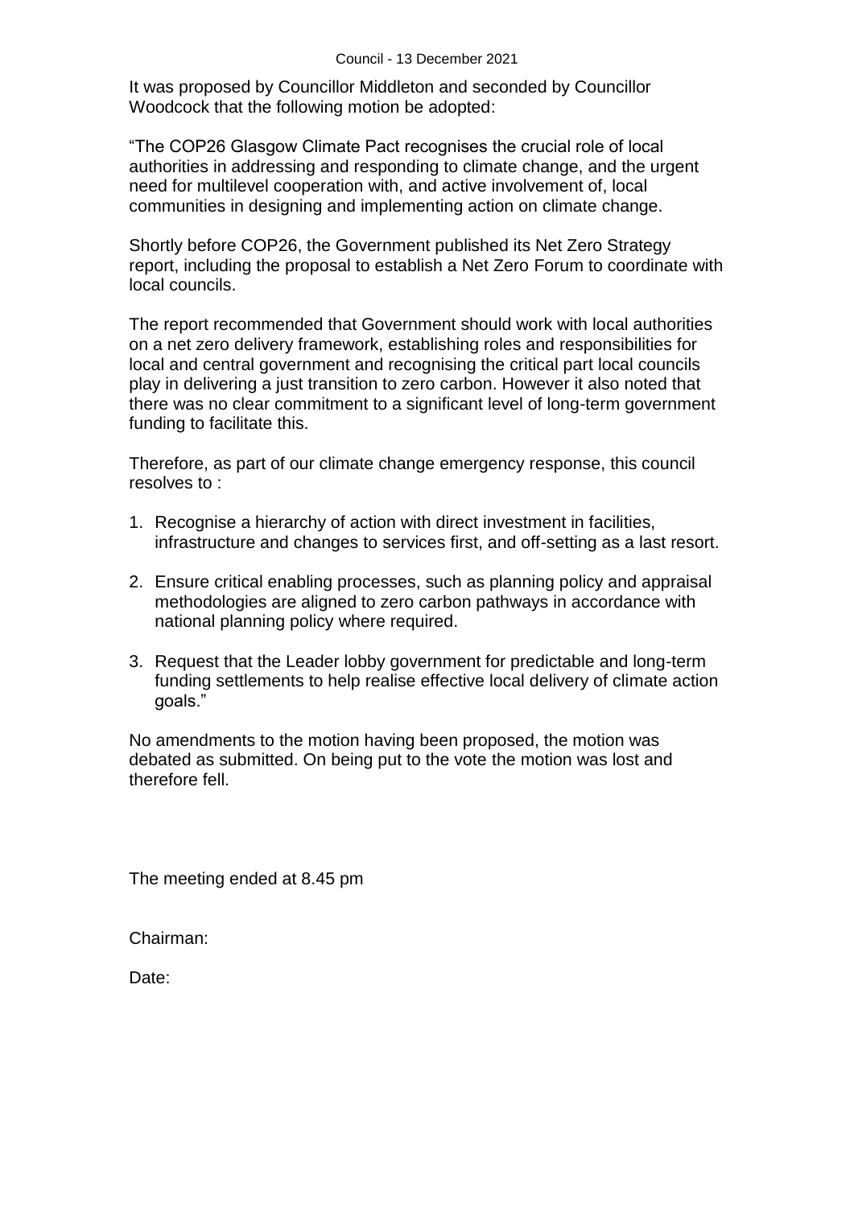It was proposed by Councillor Middleton and seconded by Councillor Woodcock that the following motion be adopted:

"The COP26 Glasgow Climate Pact recognises the crucial role of local authorities in addressing and responding to climate change, and the urgent need for multilevel cooperation with, and active involvement of, local communities in designing and implementing action on climate change.

Shortly before COP26, the Government published its Net Zero Strategy report, including the proposal to establish a Net Zero Forum to coordinate with local councils.

The report recommended that Government should work with local authorities on a net zero delivery framework, establishing roles and responsibilities for local and central government and recognising the critical part local councils play in delivering a just transition to zero carbon. However it also noted that there was no clear commitment to a significant level of long-term government funding to facilitate this.

Therefore, as part of our climate change emergency response, this council resolves to :

1. Recognise a hierarchy of action with direct investment in facilities, infrastructure and changes to services first, and off-setting as a last resort.
2. Ensure critical enabling processes, such as planning policy and appraisal methodologies are aligned to zero carbon pathways in accordance with national planning policy where required.
3. Request that the Leader lobby government for predictable and long-term funding settlements to help realise effective local delivery of climate action goals."

No amendments to the motion having been proposed, the motion was debated as submitted. On being put to the vote the motion was lost and therefore fell.

The meeting ended at 8.45 pm

Chairman:

Date: